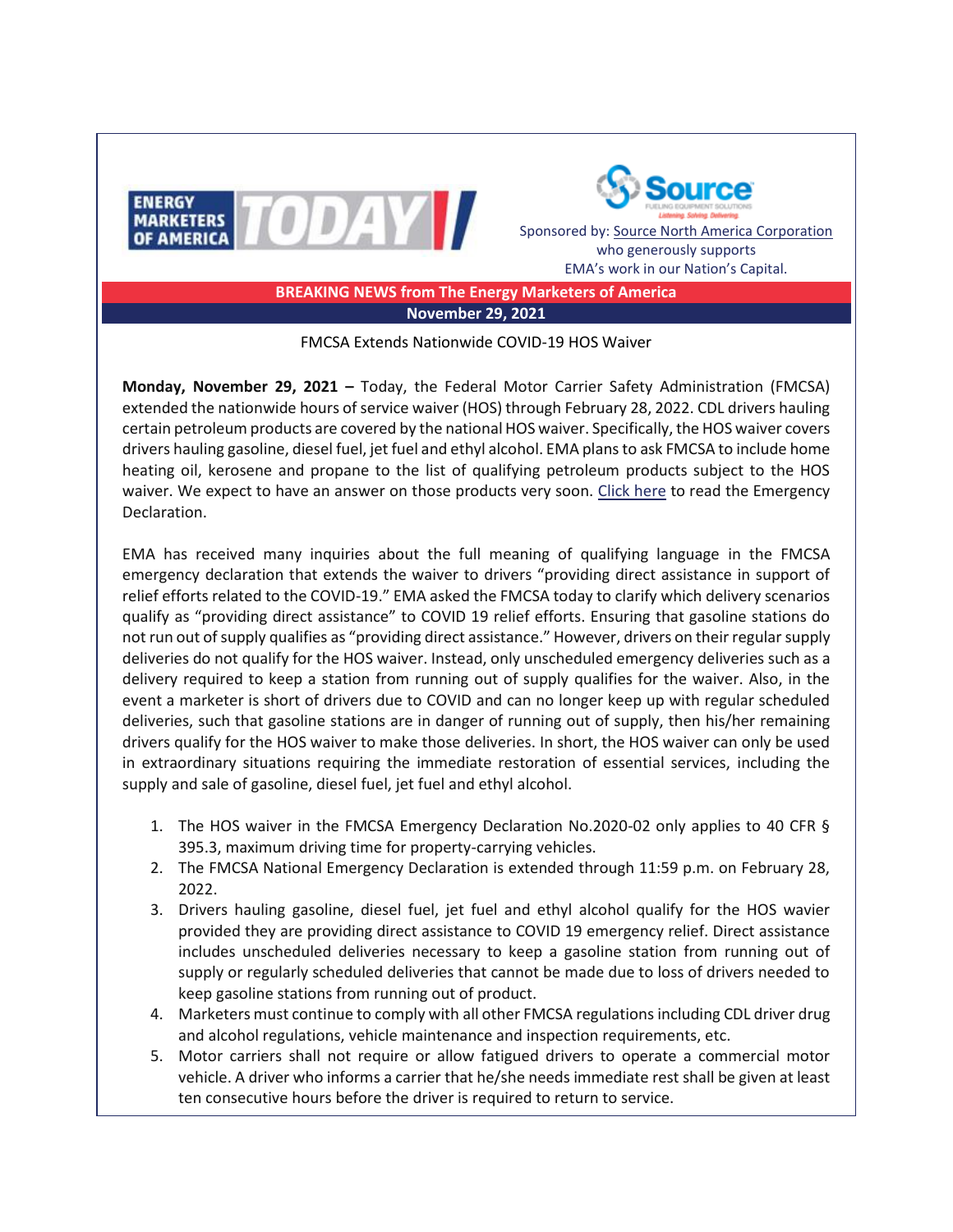ENERGY MARKETERS OF AMERICA TODAY

Sponsored by: Source North America Corporation
who generously supports
EMA's work in our Nation's Capital.

**BREAKING NEWS from The Energy Marketers of America**

**November 29, 2021**

FMCSA Extends Nationwide COVID-19 HOS Waiver

**Monday, November 29, 2021 –** Today, the Federal Motor Carrier Safety Administration (FMCSA) extended the nationwide hours of service waiver (HOS) through February 28, 2022. CDL drivers hauling certain petroleum products are covered by the national HOS waiver. Specifically, the HOS waiver covers drivers hauling gasoline, diesel fuel, jet fuel and ethyl alcohol. EMA plans to ask FMCSA to include home heating oil, kerosene and propane to the list of qualifying petroleum products subject to the HOS waiver. We expect to have an answer on those products very soon. Click here to read the Emergency Declaration.

EMA has received many inquiries about the full meaning of qualifying language in the FMCSA emergency declaration that extends the waiver to drivers "providing direct assistance in support of relief efforts related to the COVID-19." EMA asked the FMCSA today to clarify which delivery scenarios qualify as "providing direct assistance" to COVID 19 relief efforts. Ensuring that gasoline stations do not run out of supply qualifies as "providing direct assistance." However, drivers on their regular supply deliveries do not qualify for the HOS waiver. Instead, only unscheduled emergency deliveries such as a delivery required to keep a station from running out of supply qualifies for the waiver. Also, in the event a marketer is short of drivers due to COVID and can no longer keep up with regular scheduled deliveries, such that gasoline stations are in danger of running out of supply, then his/her remaining drivers qualify for the HOS waiver to make those deliveries. In short, the HOS waiver can only be used in extraordinary situations requiring the immediate restoration of essential services, including the supply and sale of gasoline, diesel fuel, jet fuel and ethyl alcohol.

1. The HOS waiver in the FMCSA Emergency Declaration No.2020-02 only applies to 40 CFR § 395.3, maximum driving time for property-carrying vehicles.
2. The FMCSA National Emergency Declaration is extended through 11:59 p.m. on February 28, 2022.
3. Drivers hauling gasoline, diesel fuel, jet fuel and ethyl alcohol qualify for the HOS wavier provided they are providing direct assistance to COVID 19 emergency relief. Direct assistance includes unscheduled deliveries necessary to keep a gasoline station from running out of supply or regularly scheduled deliveries that cannot be made due to loss of drivers needed to keep gasoline stations from running out of product.
4. Marketers must continue to comply with all other FMCSA regulations including CDL driver drug and alcohol regulations, vehicle maintenance and inspection requirements, etc.
5. Motor carriers shall not require or allow fatigued drivers to operate a commercial motor vehicle. A driver who informs a carrier that he/she needs immediate rest shall be given at least ten consecutive hours before the driver is required to return to service.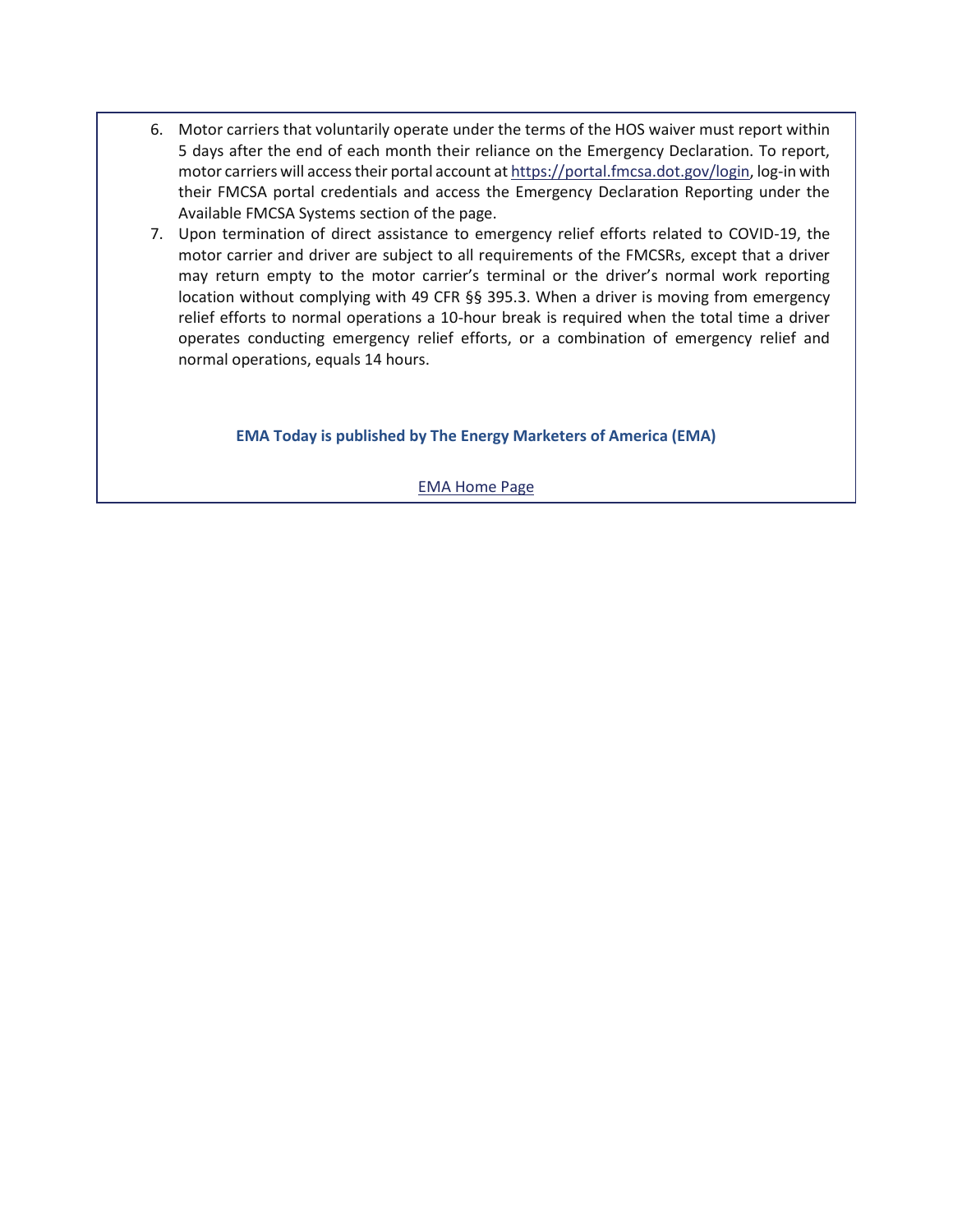6. Motor carriers that voluntarily operate under the terms of the HOS waiver must report within 5 days after the end of each month their reliance on the Emergency Declaration. To report, motor carriers will access their portal account at [https://portal.fmcsa.dot.gov/login](https://portal.fmcsa.dot.gov/login), log-in with their FMCSA portal credentials and access the Emergency Declaration Reporting under the Available FMCSA Systems section of the page.
7. Upon termination of direct assistance to emergency relief efforts related to COVID-19, the motor carrier and driver are subject to all requirements of the FMCSRs, except that a driver may return empty to the motor carrier's terminal or the driver's normal work reporting location without complying with 49 CFR §§ 395.3. When a driver is moving from emergency relief efforts to normal operations a 10-hour break is required when the total time a driver operates conducting emergency relief efforts, or a combination of emergency relief and normal operations, equals 14 hours.

**EMA Today is published by The Energy Marketers of America (EMA)**

EMA Home Page